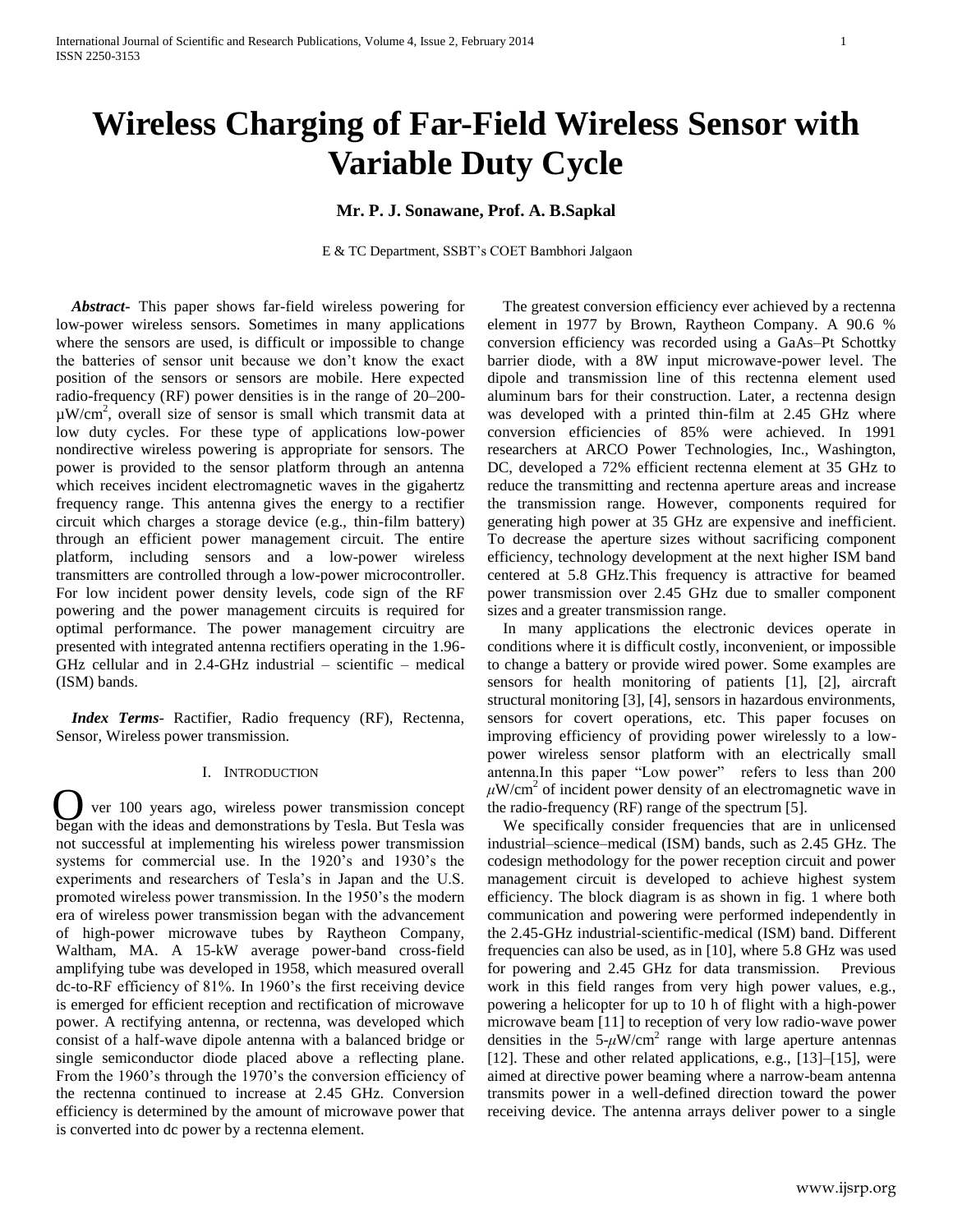# Wireless Charging of Far-Field Wireless Sensor with Variable Duty Cycle

**Mr. P. J. Sonawane, Prof. A. B.Sapkal**

E & TC Department, SSBT's COET Bambhori Jalgaon

***Abstract***- This paper shows far-field wireless powering for low-power wireless sensors. Sometimes in many applications where the sensors are used, is difficult or impossible to change the batteries of sensor unit because we don't know the exact position of the sensors or sensors are mobile. Here expected radio-frequency (RF) power densities is in the range of 20–200-µW/cm$^2$, overall size of sensor is small which transmit data at low duty cycles. For these type of applications low-power nondirective wireless powering is appropriate for sensors. The power is provided to the sensor platform through an antenna which receives incident electromagnetic waves in the gigahertz frequency range. This antenna gives the energy to a rectifier circuit which charges a storage device (e.g., thin-film battery) through an efficient power management circuit. The entire platform, including sensors and a low-power wireless transmitters are controlled through a low-power microcontroller. For low incident power density levels, code sign of the RF powering and the power management circuits is required for optimal performance. The power management circuitry are presented with integrated antenna rectifiers operating in the 1.96-GHz cellular and in 2.4-GHz industrial – scientific – medical (ISM) bands.

***Index Terms***- Ractifier, Radio frequency (RF), Rectenna, Sensor, Wireless power transmission.

## I. Introduction

Over 100 years ago, wireless power transmission concept began with the ideas and demonstrations by Tesla. But Tesla was not successful at implementing his wireless power transmission systems for commercial use. In the 1920's and 1930's the experiments and researchers of Tesla's in Japan and the U.S. promoted wireless power transmission. In the 1950's the modern era of wireless power transmission began with the advancement of high-power microwave tubes by Raytheon Company, Waltham, MA. A 15-kW average power-band cross-field amplifying tube was developed in 1958, which measured overall dc-to-RF efficiency of 81%. In 1960's the first receiving device is emerged for efficient reception and rectification of microwave power. A rectifying antenna, or rectenna, was developed which consist of a half-wave dipole antenna with a balanced bridge or single semiconductor diode placed above a reflecting plane. From the 1960's through the 1970's the conversion efficiency of the rectenna continued to increase at 2.45 GHz. Conversion efficiency is determined by the amount of microwave power that is converted into dc power by a rectenna element.

The greatest conversion efficiency ever achieved by a rectenna element in 1977 by Brown, Raytheon Company. A 90.6 % conversion efficiency was recorded using a GaAs–Pt Schottky barrier diode, with a 8W input microwave-power level. The dipole and transmission line of this rectenna element used aluminum bars for their construction. Later, a rectenna design was developed with a printed thin-film at 2.45 GHz where conversion efficiencies of 85% were achieved. In 1991 researchers at ARCO Power Technologies, Inc., Washington, DC, developed a 72% efficient rectenna element at 35 GHz to reduce the transmitting and rectenna aperture areas and increase the transmission range. However, components required for generating high power at 35 GHz are expensive and inefficient. To decrease the aperture sizes without sacrificing component efficiency, technology development at the next higher ISM band centered at 5.8 GHz.This frequency is attractive for beamed power transmission over 2.45 GHz due to smaller component sizes and a greater transmission range.

In many applications the electronic devices operate in conditions where it is difficult costly, inconvenient, or impossible to change a battery or provide wired power. Some examples are sensors for health monitoring of patients [1], [2], aircraft structural monitoring [3], [4], sensors in hazardous environments, sensors for covert operations, etc. This paper focuses on improving efficiency of providing power wirelessly to a low-power wireless sensor platform with an electrically small antenna.In this paper "Low power" refers to less than 200 $\mu$W/cm$^2$ of incident power density of an electromagnetic wave in the radio-frequency (RF) range of the spectrum [5].

We specifically consider frequencies that are in unlicensed industrial–science–medical (ISM) bands, such as 2.45 GHz. The codesign methodology for the power reception circuit and power management circuit is developed to achieve highest system efficiency. The block diagram is as shown in fig. 1 where both communication and powering were performed independently in the 2.45-GHz industrial-scientific-medical (ISM) band. Different frequencies can also be used, as in [10], where 5.8 GHz was used for powering and 2.45 GHz for data transmission. Previous work in this field ranges from very high power values, e.g., powering a helicopter for up to 10 h of flight with a high-power microwave beam [11] to reception of very low radio-wave power densities in the 5-$\mu$W/cm$^2$ range with large aperture antennas [12]. These and other related applications, e.g., [13]–[15], were aimed at directive power beaming where a narrow-beam antenna transmits power in a well-defined direction toward the power receiving device. The antenna arrays deliver power to a single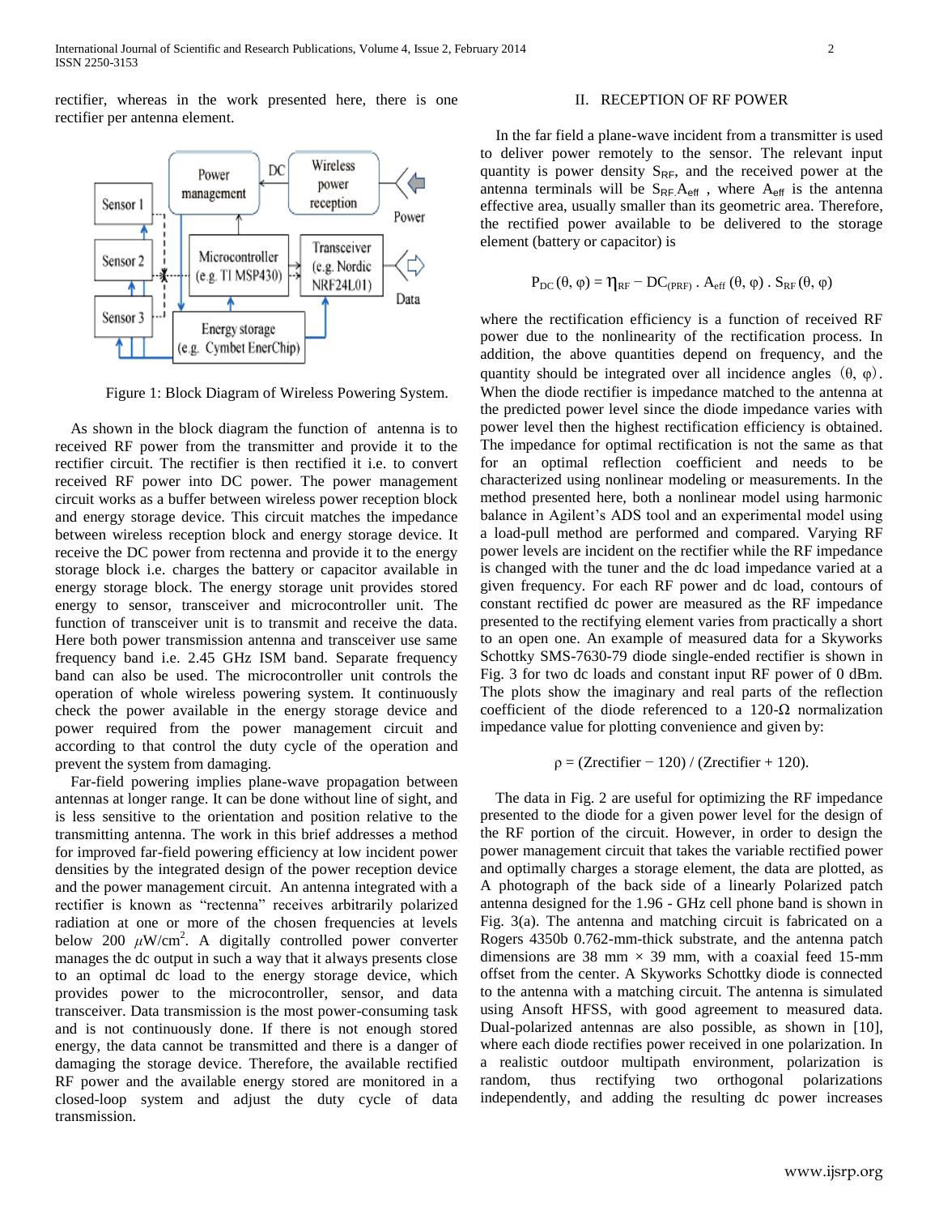rectifier, whereas in the work presented here, there is one rectifier per antenna element.

Figure 1: Block Diagram of Wireless Powering System.

As shown in the block diagram the function of antenna is to received RF power from the transmitter and provide it to the rectifier circuit. The rectifier is then rectified it i.e. to convert received RF power into DC power. The power management circuit works as a buffer between wireless power reception block and energy storage device. This circuit matches the impedance between wireless reception block and energy storage device. It receive the DC power from rectenna and provide it to the energy storage block i.e. charges the battery or capacitor available in energy storage block. The energy storage unit provides stored energy to sensor, transceiver and microcontroller unit. The function of transceiver unit is to transmit and receive the data. Here both power transmission antenna and transceiver use same frequency band i.e. 2.45 GHz ISM band. Separate frequency band can also be used. The microcontroller unit controls the operation of whole wireless powering system. It continuously check the power available in the energy storage device and power required from the power management circuit and according to that control the duty cycle of the operation and prevent the system from damaging.

Far-field powering implies plane-wave propagation between antennas at longer range. It can be done without line of sight, and is less sensitive to the orientation and position relative to the transmitting antenna. The work in this brief addresses a method for improved far-field powering efficiency at low incident power densities by the integrated design of the power reception device and the power management circuit. An antenna integrated with a rectifier is known as "rectenna" receives arbitrarily polarized radiation at one or more of the chosen frequencies at levels below 200 $\mu$W/cm$^2$. A digitally controlled power converter manages the dc output in such a way that it always presents close to an optimal dc load to the energy storage device, which provides power to the microcontroller, sensor, and data transceiver. Data transmission is the most power-consuming task and is not continuously done. If there is not enough stored energy, the data cannot be transmitted and there is a danger of damaging the storage device. Therefore, the available rectified RF power and the available energy stored are monitored in a closed-loop system and adjust the duty cycle of data transmission.

## II. RECEPTION OF RF POWER

In the far field a plane-wave incident from a transmitter is used to deliver power remotely to the sensor. The relevant input quantity is power density $S_{RF}$, and the received power at the antenna terminals will be $S_{RF}.A_{eff}$ , where $A_{eff}$ is the antenna effective area, usually smaller than its geometric area. Therefore, the rectified power available to be delivered to the storage element (battery or capacitor) is

$$P_{DC}(\theta, \varphi) = \eta_{RF} - DC_{(PRF)} . A_{eff}(\theta, \varphi) . S_{RF}(\theta, \varphi)$$

where the rectification efficiency is a function of received RF power due to the nonlinearity of the rectification process. In addition, the above quantities depend on frequency, and the quantity should be integrated over all incidence angles $(\theta, \varphi)$. When the diode rectifier is impedance matched to the antenna at the predicted power level since the diode impedance varies with power level then the highest rectification efficiency is obtained. The impedance for optimal rectification is not the same as that for an optimal reflection coefficient and needs to be characterized using nonlinear modeling or measurements. In the method presented here, both a nonlinear model using harmonic balance in Agilent's ADS tool and an experimental model using a load-pull method are performed and compared. Varying RF power levels are incident on the rectifier while the RF impedance is changed with the tuner and the dc load impedance varied at a given frequency. For each RF power and dc load, contours of constant rectified dc power are measured as the RF impedance presented to the rectifying element varies from practically a short to an open one. An example of measured data for a Skyworks Schottky SMS-7630-79 diode single-ended rectifier is shown in Fig. 3 for two dc loads and constant input RF power of 0 dBm. The plots show the imaginary and real parts of the reflection coefficient of the diode referenced to a 120-Ω normalization impedance value for plotting convenience and given by:

$$\rho = (Z_{rectifier} - 120) / (Z_{rectifier} + 120).$$

The data in Fig. 2 are useful for optimizing the RF impedance presented to the diode for a given power level for the design of the RF portion of the circuit. However, in order to design the power management circuit that takes the variable rectified power and optimally charges a storage element, the data are plotted, as A photograph of the back side of a linearly Polarized patch antenna designed for the 1.96 - GHz cell phone band is shown in Fig. 3(a). The antenna and matching circuit is fabricated on a Rogers 4350b 0.762-mm-thick substrate, and the antenna patch dimensions are 38 mm × 39 mm, with a coaxial feed 15-mm offset from the center. A Skyworks Schottky diode is connected to the antenna with a matching circuit. The antenna is simulated using Ansoft HFSS, with good agreement to measured data. Dual-polarized antennas are also possible, as shown in [10], where each diode rectifies power received in one polarization. In a realistic outdoor multipath environment, polarization is random, thus rectifying two orthogonal polarizations independently, and adding the resulting dc power increases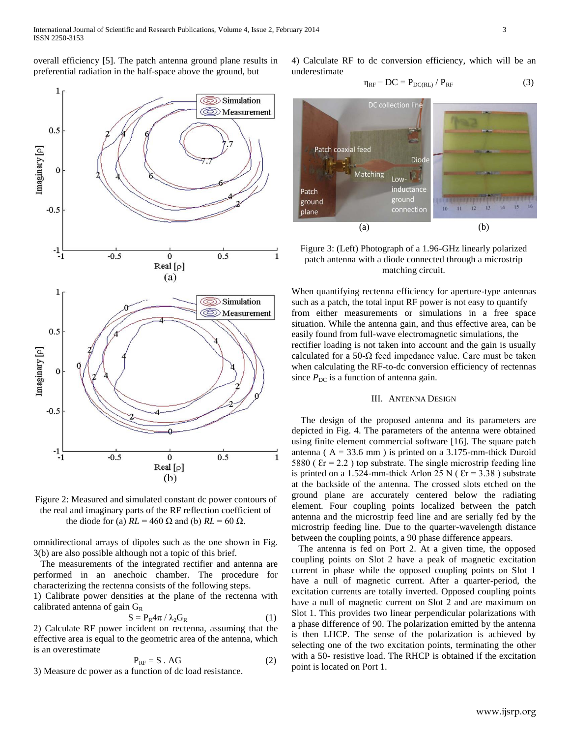overall efficiency [5]. The patch antenna ground plane results in preferential radiation in the half-space above the ground, but

Figure 2: Measured and simulated constant dc power contours of the real and imaginary parts of the RF reflection coefficient of the diode for (a) $RL = 460\ \Omega$ and (b) $RL = 60\ \Omega$.

omnidirectional arrays of dipoles such as the one shown in Fig. 3(b) are also possible although not a topic of this brief.

The measurements of the integrated rectifier and antenna are performed in an anechoic chamber. The procedure for characterizing the rectenna consists of the following steps.

1) Calibrate power densities at the plane of the rectenna with calibrated antenna of gain $G_R$

$$S = P_R 4\pi / \lambda_2 G_R \tag{1}$$

2) Calculate RF power incident on rectenna, assuming that the effective area is equal to the geometric area of the antenna, which is an overestimate

$$P_{RF} = S \,.\, AG \tag{2}$$

3) Measure dc power as a function of dc load resistance.

4) Calculate RF to dc conversion efficiency, which will be an underestimate

$$\eta_{RF} - DC = P_{DC(RL)} / P_{RF} \tag{3}$$

Figure 3: (Left) Photograph of a 1.96-GHz linearly polarized patch antenna with a diode connected through a microstrip matching circuit.

When quantifying rectenna efficiency for aperture-type antennas such as a patch, the total input RF power is not easy to quantify from either measurements or simulations in a free space situation. While the antenna gain, and thus effective area, can be easily found from full-wave electromagnetic simulations, the rectifier loading is not taken into account and the gain is usually calculated for a 50-Ω feed impedance value. Care must be taken when calculating the RF-to-dc conversion efficiency of rectennas since $P_{DC}$ is a function of antenna gain.

## III. Antenna Design

The design of the proposed antenna and its parameters are depicted in Fig. 4. The parameters of the antenna were obtained using finite element commercial software [16]. The square patch antenna ( A = 33.6 mm ) is printed on a 3.175-mm-thick Duroid 5880 ( $\varepsilon r = 2.2$ ) top substrate. The single microstrip feeding line is printed on a 1.524-mm-thick Arlon 25 N ( $\varepsilon r = 3.38$ ) substrate at the backside of the antenna. The crossed slots etched on the ground plane are accurately centered below the radiating element. Four coupling points localized between the patch antenna and the microstrip feed line and are serially fed by the microstrip feeding line. Due to the quarter-wavelength distance between the coupling points, a 90 phase difference appears.

The antenna is fed on Port 2. At a given time, the opposed coupling points on Slot 2 have a peak of magnetic excitation current in phase while the opposed coupling points on Slot 1 have a null of magnetic current. After a quarter-period, the excitation currents are totally inverted. Opposed coupling points have a null of magnetic current on Slot 2 and are maximum on Slot 1. This provides two linear perpendicular polarizations with a phase difference of 90. The polarization emitted by the antenna is then LHCP. The sense of the polarization is achieved by selecting one of the two excitation points, terminating the other with a 50- resistive load. The RHCP is obtained if the excitation point is located on Port 1.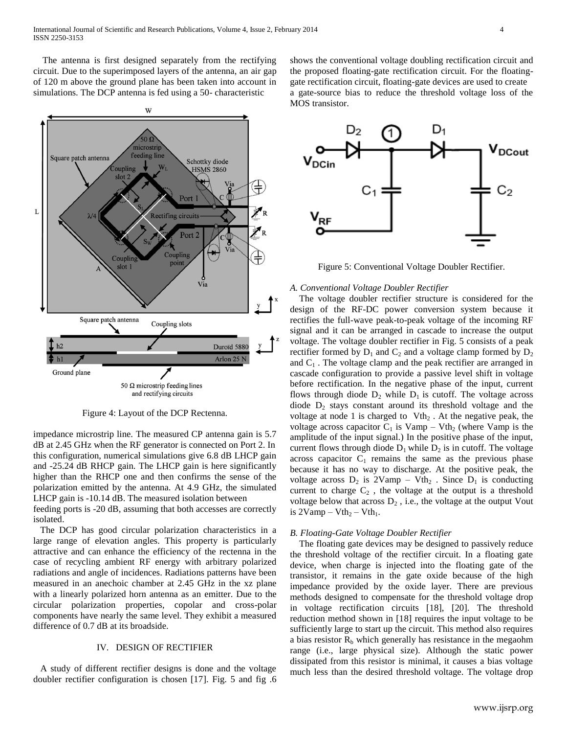The antenna is first designed separately from the rectifying circuit. Due to the superimposed layers of the antenna, an air gap of 120 m above the ground plane has been taken into account in simulations. The DCP antenna is fed using a 50- characteristic impedance microstrip line. The measured CP antenna gain is 5.7 dB at 2.45 GHz when the RF generator is connected on Port 2. In this configuration, numerical simulations give 6.8 dB LHCP gain and -25.24 dB RHCP gain. The LHCP gain is here significantly higher than the RHCP one and then confirms the sense of the polarization emitted by the antenna. At 4.9 GHz, the simulated LHCP gain is -10.14 dB. The measured isolation between feeding ports is -20 dB, assuming that both accesses are correctly isolated.

Figure 4: Layout of the DCP Rectenna.

The DCP has good circular polarization characteristics in a large range of elevation angles. This property is particularly attractive and can enhance the efficiency of the rectenna in the case of recycling ambient RF energy with arbitrary polarized radiations and angle of incidences. Radiations patterns have been measured in an anechoic chamber at 2.45 GHz in the xz plane with a linearly polarized horn antenna as an emitter. Due to the circular polarization properties, copolar and cross-polar components have nearly the same level. They exhibit a measured difference of 0.7 dB at its broadside.

## IV. DESIGN OF RECTIFIER

A study of different rectifier designs is done and the voltage doubler rectifier configuration is chosen [17]. Fig. 5 and fig .6 shows the conventional voltage doubling rectification circuit and the proposed floating-gate rectification circuit. For the floating-gate rectification circuit, floating-gate devices are used to create a gate-source bias to reduce the threshold voltage loss of the MOS transistor.

Figure 5: Conventional Voltage Doubler Rectifier.

### *A. Conventional Voltage Doubler Rectifier*

The voltage doubler rectifier structure is considered for the design of the RF-DC power conversion system because it rectifies the full-wave peak-to-peak voltage of the incoming RF signal and it can be arranged in cascade to increase the output voltage. The voltage doubler rectifier in Fig. 5 consists of a peak rectifier formed by $D_1$ and $C_2$ and a voltage clamp formed by $D_2$ and $C_1$ . The voltage clamp and the peak rectifier are arranged in cascade configuration to provide a passive level shift in voltage before rectification. In the negative phase of the input, current flows through diode $D_2$ while $D_1$ is cutoff. The voltage across diode $D_2$ stays constant around its threshold voltage and the voltage at node 1 is charged to $Vth_2$ . At the negative peak, the voltage across capacitor $C_1$ is Vamp – $Vth_2$ (where Vamp is the amplitude of the input signal.) In the positive phase of the input, current flows through diode $D_1$ while $D_2$ is in cutoff. The voltage across capacitor $C_1$ remains the same as the previous phase because it has no way to discharge. At the positive peak, the voltage across $D_2$ is 2Vamp – $Vth_2$ . Since $D_1$ is conducting current to charge $C_2$ , the voltage at the output is a threshold voltage below that across $D_2$ , i.e., the voltage at the output Vout is 2Vamp – $Vth_2$ – $Vth_1$.

### *B. Floating-Gate Voltage Doubler Rectifier*

The floating gate devices may be designed to passively reduce the threshold voltage of the rectifier circuit. In a floating gate device, when charge is injected into the floating gate of the transistor, it remains in the gate oxide because of the high impedance provided by the oxide layer. There are previous methods designed to compensate for the threshold voltage drop in voltage rectification circuits [18], [20]. The threshold reduction method shown in [18] requires the input voltage to be sufficiently large to start up the circuit. This method also requires a bias resistor $R_b$ which generally has resistance in the megaohm range (i.e., large physical size). Although the static power dissipated from this resistor is minimal, it causes a bias voltage much less than the desired threshold voltage. The voltage drop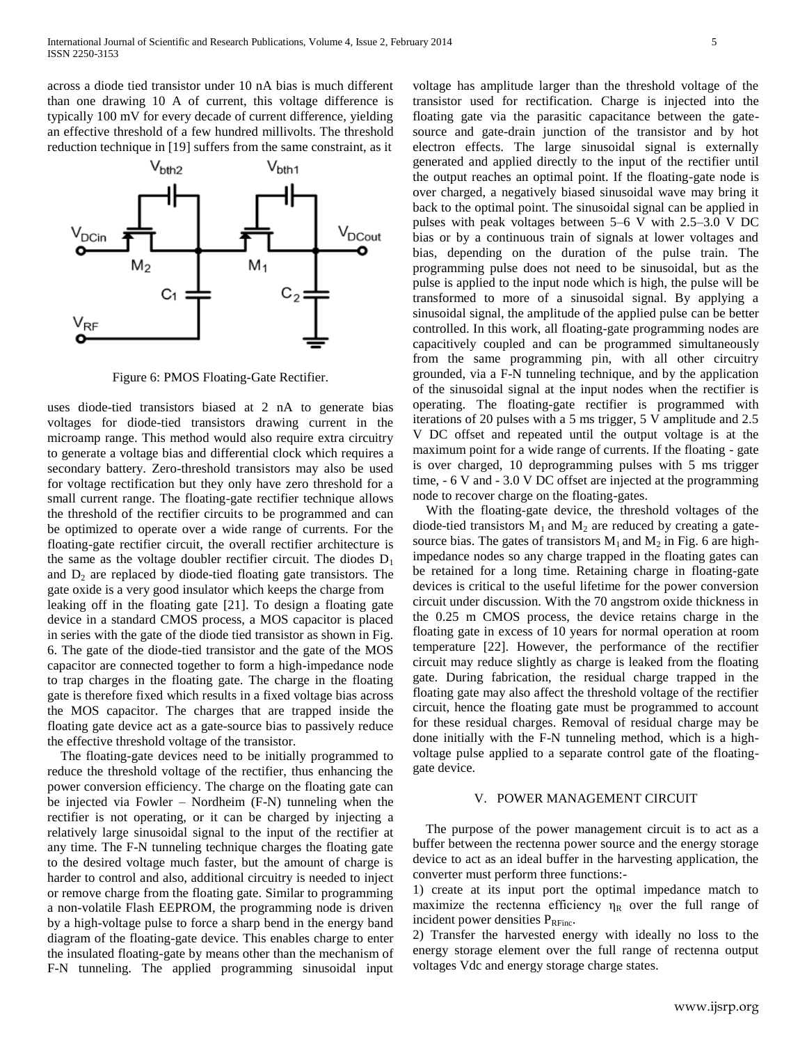across a diode tied transistor under 10 nA bias is much different than one drawing 10 A of current, this voltage difference is typically 100 mV for every decade of current difference, yielding an effective threshold of a few hundred millivolts. The threshold reduction technique in [19] suffers from the same constraint, as it uses diode-tied transistors biased at 2 nA to generate bias voltages for diode-tied transistors drawing current in the microamp range. This method would also require extra circuitry to generate a voltage bias and differential clock which requires a secondary battery. Zero-threshold transistors may also be used for voltage rectification but they only have zero threshold for a small current range. The floating-gate rectifier technique allows the threshold of the rectifier circuits to be programmed and can be optimized to operate over a wide range of currents. For the floating-gate rectifier circuit, the overall rectifier architecture is the same as the voltage doubler rectifier circuit. The diodes $D_1$ and $D_2$ are replaced by diode-tied floating gate transistors. The gate oxide is a very good insulator which keeps the charge from leaking off in the floating gate [21]. To design a floating gate device in a standard CMOS process, a MOS capacitor is placed in series with the gate of the diode tied transistor as shown in Fig. 6. The gate of the diode-tied transistor and the gate of the MOS capacitor are connected together to form a high-impedance node to trap charges in the floating gate. The charge in the floating gate is therefore fixed which results in a fixed voltage bias across the MOS capacitor. The charges that are trapped inside the floating gate device act as a gate-source bias to passively reduce the effective threshold voltage of the transistor.

Figure 6: PMOS Floating-Gate Rectifier.

The floating-gate devices need to be initially programmed to reduce the threshold voltage of the rectifier, thus enhancing the power conversion efficiency. The charge on the floating gate can be injected via Fowler – Nordheim (F-N) tunneling when the rectifier is not operating, or it can be charged by injecting a relatively large sinusoidal signal to the input of the rectifier at any time. The F-N tunneling technique charges the floating gate to the desired voltage much faster, but the amount of charge is harder to control and also, additional circuitry is needed to inject or remove charge from the floating gate. Similar to programming a non-volatile Flash EEPROM, the programming node is driven by a high-voltage pulse to force a sharp bend in the energy band diagram of the floating-gate device. This enables charge to enter the insulated floating-gate by means other than the mechanism of F-N tunneling. The applied programming sinusoidal input voltage has amplitude larger than the threshold voltage of the transistor used for rectification. Charge is injected into the floating gate via the parasitic capacitance between the gate-source and gate-drain junction of the transistor and by hot electron effects. The large sinusoidal signal is externally generated and applied directly to the input of the rectifier until the output reaches an optimal point. If the floating-gate node is over charged, a negatively biased sinusoidal wave may bring it back to the optimal point. The sinusoidal signal can be applied in pulses with peak voltages between 5–6 V with 2.5–3.0 V DC bias or by a continuous train of signals at lower voltages and bias, depending on the duration of the pulse train. The programming pulse does not need to be sinusoidal, but as the pulse is applied to the input node which is high, the pulse will be transformed to more of a sinusoidal signal. By applying a sinusoidal signal, the amplitude of the applied pulse can be better controlled. In this work, all floating-gate programming nodes are capacitively coupled and can be programmed simultaneously from the same programming pin, with all other circuitry grounded, via a F-N tunneling technique, and by the application of the sinusoidal signal at the input nodes when the rectifier is operating. The floating-gate rectifier is programmed with iterations of 20 pulses with a 5 ms trigger, 5 V amplitude and 2.5 V DC offset and repeated until the output voltage is at the maximum point for a wide range of currents. If the floating - gate is over charged, 10 deprogramming pulses with 5 ms trigger time, - 6 V and - 3.0 V DC offset are injected at the programming node to recover charge on the floating-gates.

With the floating-gate device, the threshold voltages of the diode-tied transistors $M_1$ and $M_2$ are reduced by creating a gate-source bias. The gates of transistors $M_1$ and $M_2$ in Fig. 6 are high-impedance nodes so any charge trapped in the floating gates can be retained for a long time. Retaining charge in floating-gate devices is critical to the useful lifetime for the power conversion circuit under discussion. With the 70 angstrom oxide thickness in the 0.25 m CMOS process, the device retains charge in the floating gate in excess of 10 years for normal operation at room temperature [22]. However, the performance of the rectifier circuit may reduce slightly as charge is leaked from the floating gate. During fabrication, the residual charge trapped in the floating gate may also affect the threshold voltage of the rectifier circuit, hence the floating gate must be programmed to account for these residual charges. Removal of residual charge may be done initially with the F-N tunneling method, which is a high-voltage pulse applied to a separate control gate of the floating-gate device.

## V. POWER MANAGEMENT CIRCUIT

The purpose of the power management circuit is to act as a buffer between the rectenna power source and the energy storage device to act as an ideal buffer in the harvesting application, the converter must perform three functions:-

1) create at its input port the optimal impedance match to maximize the rectenna efficiency $\eta_R$ over the full range of incident power densities $P_{RFinc}$.

2) Transfer the harvested energy with ideally no loss to the energy storage element over the full range of rectenna output voltages Vdc and energy storage charge states.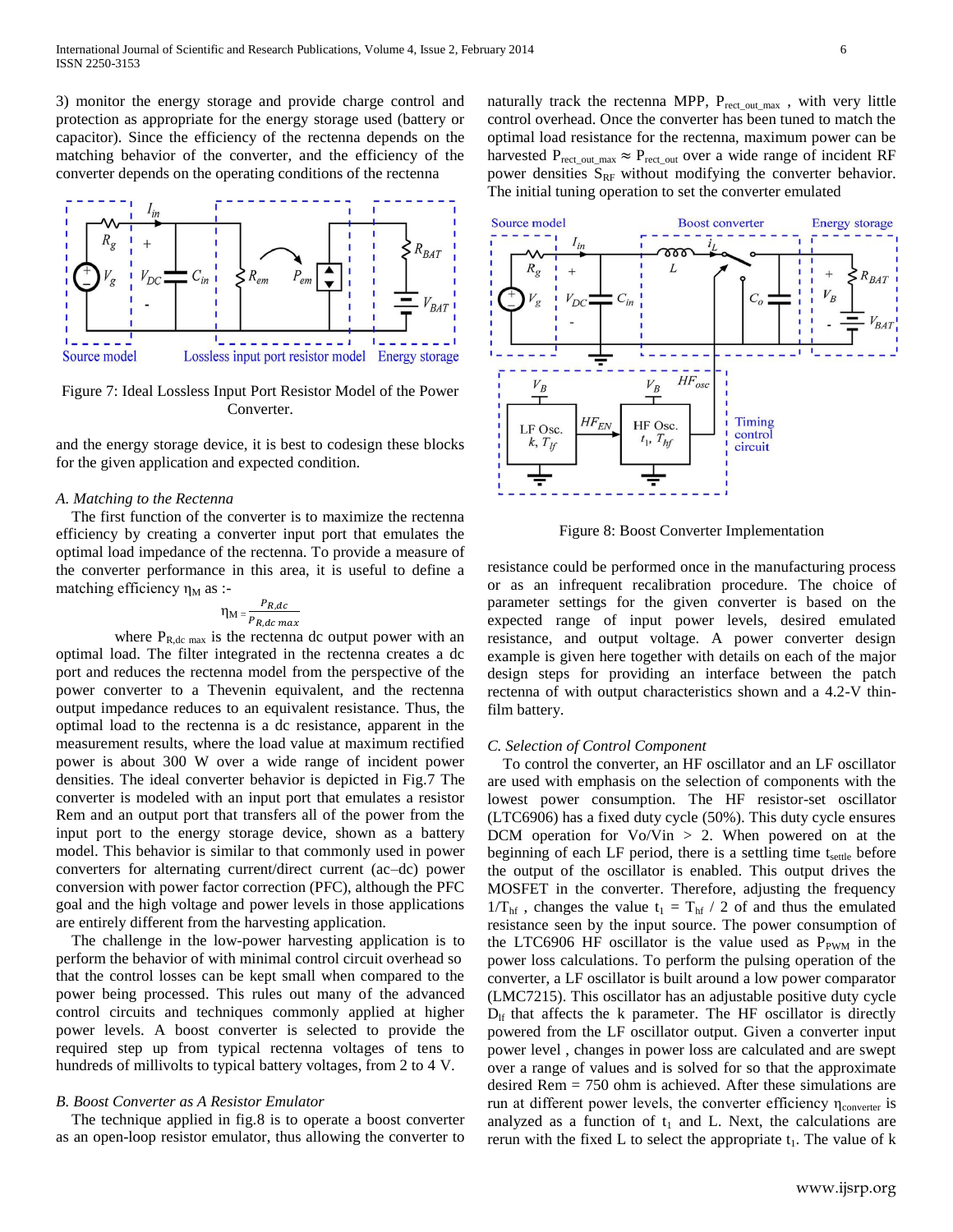3) monitor the energy storage and provide charge control and protection as appropriate for the energy storage used (battery or capacitor). Since the efficiency of the rectenna depends on the matching behavior of the converter, and the efficiency of the converter depends on the operating conditions of the rectenna

Figure 7: Ideal Lossless Input Port Resistor Model of the Power Converter.

and the energy storage device, it is best to codesign these blocks for the given application and expected condition.

### A. Matching to the Rectenna

The first function of the converter is to maximize the rectenna efficiency by creating a converter input port that emulates the optimal load impedance of the rectenna. To provide a measure of the converter performance in this area, it is useful to define a matching efficiency $\eta_M$ as :-

$$\eta_M = \frac{P_{R,dc}}{P_{R,dc\ max}}$$

where $P_{R,dc\ max}$ is the rectenna dc output power with an optimal load. The filter integrated in the rectenna creates a dc port and reduces the rectenna model from the perspective of the power converter to a Thevenin equivalent, and the rectenna output impedance reduces to an equivalent resistance. Thus, the optimal load to the rectenna is a dc resistance, apparent in the measurement results, where the load value at maximum rectified power is about 300 W over a wide range of incident power densities. The ideal converter behavior is depicted in Fig.7 The converter is modeled with an input port that emulates a resistor Rem and an output port that transfers all of the power from the input port to the energy storage device, shown as a battery model. This behavior is similar to that commonly used in power converters for alternating current/direct current (ac–dc) power conversion with power factor correction (PFC), although the PFC goal and the high voltage and power levels in those applications are entirely different from the harvesting application.

The challenge in the low-power harvesting application is to perform the behavior of with minimal control circuit overhead so that the control losses can be kept small when compared to the power being processed. This rules out many of the advanced control circuits and techniques commonly applied at higher power levels. A boost converter is selected to provide the required step up from typical rectenna voltages of tens to hundreds of millivolts to typical battery voltages, from 2 to 4 V.

### B. Boost Converter as A Resistor Emulator

The technique applied in fig.8 is to operate a boost converter as an open-loop resistor emulator, thus allowing the converter to naturally track the rectenna MPP, $P_{rect\_out\_max}$ , with very little control overhead. Once the converter has been tuned to match the optimal load resistance for the rectenna, maximum power can be harvested $P_{rect\_out\_max} \approx P_{rect\_out}$ over a wide range of incident RF power densities $S_{RF}$ without modifying the converter behavior. The initial tuning operation to set the converter emulated

Figure 8: Boost Converter Implementation

resistance could be performed once in the manufacturing process or as an infrequent recalibration procedure. The choice of parameter settings for the given converter is based on the expected range of input power levels, desired emulated resistance, and output voltage. A power converter design example is given here together with details on each of the major design steps for providing an interface between the patch rectenna of with output characteristics shown and a 4.2-V thin-film battery.

### C. Selection of Control Component

To control the converter, an HF oscillator and an LF oscillator are used with emphasis on the selection of components with the lowest power consumption. The HF resistor-set oscillator (LTC6906) has a fixed duty cycle (50%). This duty cycle ensures DCM operation for Vo/Vin > 2. When powered on at the beginning of each LF period, there is a settling time $t_{settle}$ before the output of the oscillator is enabled. This output drives the MOSFET in the converter. Therefore, adjusting the frequency $1/T_{hf}$ , changes the value $t_1 = T_{hf} / 2$ of and thus the emulated resistance seen by the input source. The power consumption of the LTC6906 HF oscillator is the value used as $P_{PWM}$ in the power loss calculations. To perform the pulsing operation of the converter, a LF oscillator is built around a low power comparator (LMC7215). This oscillator has an adjustable positive duty cycle $D_{lf}$ that affects the k parameter. The HF oscillator is directly powered from the LF oscillator output. Given a converter input power level , changes in power loss are calculated and are swept over a range of values and is solved for so that the approximate desired Rem = 750 ohm is achieved. After these simulations are run at different power levels, the converter efficiency $\eta_{converter}$ is analyzed as a function of $t_1$ and L. Next, the calculations are rerun with the fixed L to select the appropriate $t_1$. The value of k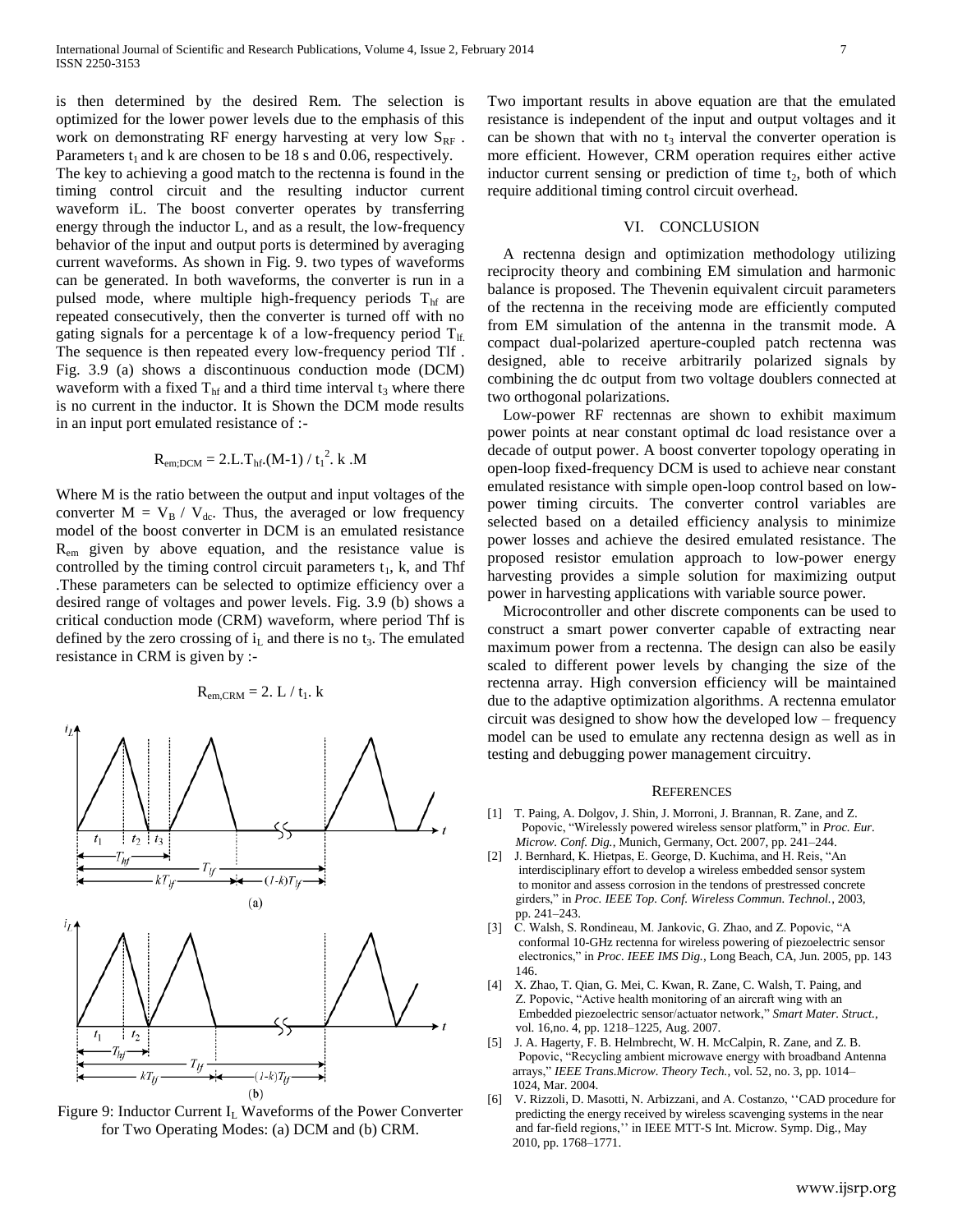is then determined by the desired Rem. The selection is optimized for the lower power levels due to the emphasis of this work on demonstrating RF energy harvesting at very low $S_{RF}$ . Parameters $t_1$ and k are chosen to be 18 s and 0.06, respectively.

The key to achieving a good match to the rectenna is found in the timing control circuit and the resulting inductor current waveform iL. The boost converter operates by transferring energy through the inductor L, and as a result, the low-frequency behavior of the input and output ports is determined by averaging current waveforms. As shown in Fig. 9. two types of waveforms can be generated. In both waveforms, the converter is run in a pulsed mode, where multiple high-frequency periods $T_{hf}$ are repeated consecutively, then the converter is turned off with no gating signals for a percentage k of a low-frequency period $T_{lf.}$ The sequence is then repeated every low-frequency period Tlf . Fig. 3.9 (a) shows a discontinuous conduction mode (DCM) waveform with a fixed $T_{hf}$ and a third time interval $t_3$ where there is no current in the inductor. It is Shown the DCM mode results in an input port emulated resistance of :-

$$R_{em;DCM} = 2.L.T_{hf}.(M-1) / t_1^2.\ k\ .M$$

Where M is the ratio between the output and input voltages of the converter $M = V_B / V_{dc}$. Thus, the averaged or low frequency model of the boost converter in DCM is an emulated resistance $R_{em}$ given by above equation, and the resistance value is controlled by the timing control circuit parameters $t_1$, k, and Thf .These parameters can be selected to optimize efficiency over a desired range of voltages and power levels. Fig. 3.9 (b) shows a critical conduction mode (CRM) waveform, where period Thf is defined by the zero crossing of $i_L$ and there is no $t_3$. The emulated resistance in CRM is given by :-

$$R_{em,CRM} = 2.\ L / t_1.\ k$$

Figure 9: Inductor Current $I_L$ Waveforms of the Power Converter for Two Operating Modes: (a) DCM and (b) CRM.

Two important results in above equation are that the emulated resistance is independent of the input and output voltages and it can be shown that with no $t_3$ interval the converter operation is more efficient. However, CRM operation requires either active inductor current sensing or prediction of time $t_2$, both of which require additional timing control circuit overhead.

## VI. CONCLUSION

A rectenna design and optimization methodology utilizing reciprocity theory and combining EM simulation and harmonic balance is proposed. The Thevenin equivalent circuit parameters of the rectenna in the receiving mode are efficiently computed from EM simulation of the antenna in the transmit mode. A compact dual-polarized aperture-coupled patch rectenna was designed, able to receive arbitrarily polarized signals by combining the dc output from two voltage doublers connected at two orthogonal polarizations.

Low-power RF rectennas are shown to exhibit maximum power points at near constant optimal dc load resistance over a decade of output power. A boost converter topology operating in open-loop fixed-frequency DCM is used to achieve near constant emulated resistance with simple open-loop control based on low-power timing circuits. The converter control variables are selected based on a detailed efficiency analysis to minimize power losses and achieve the desired emulated resistance. The proposed resistor emulation approach to low-power energy harvesting provides a simple solution for maximizing output power in harvesting applications with variable source power.

Microcontroller and other discrete components can be used to construct a smart power converter capable of extracting near maximum power from a rectenna. The design can also be easily scaled to different power levels by changing the size of the rectenna array. High conversion efficiency will be maintained due to the adaptive optimization algorithms. A rectenna emulator circuit was designed to show how the developed low – frequency model can be used to emulate any rectenna design as well as in testing and debugging power management circuitry.

## REFERENCES

[1] T. Paing, A. Dolgov, J. Shin, J. Morroni, J. Brannan, R. Zane, and Z. Popovic, "Wirelessly powered wireless sensor platform," in *Proc. Eur. Microw. Conf. Dig.*, Munich, Germany, Oct. 2007, pp. 241–244.

[2] J. Bernhard, K. Hietpas, E. George, D. Kuchima, and H. Reis, "An interdisciplinary effort to develop a wireless embedded sensor system to monitor and assess corrosion in the tendons of prestressed concrete girders," in *Proc. IEEE Top. Conf. Wireless Commun. Technol.*, 2003, pp. 241–243.

[3] C. Walsh, S. Rondineau, M. Jankovic, G. Zhao, and Z. Popovic, "A conformal 10-GHz rectenna for wireless powering of piezoelectric sensor electronics," in *Proc. IEEE IMS Dig.*, Long Beach, CA, Jun. 2005, pp. 143 146.

[4] X. Zhao, T. Qian, G. Mei, C. Kwan, R. Zane, C. Walsh, T. Paing, and Z. Popovic, "Active health monitoring of an aircraft wing with an Embedded piezoelectric sensor/actuator network," *Smart Mater. Struct.*, vol. 16,no. 4, pp. 1218–1225, Aug. 2007.

[5] J. A. Hagerty, F. B. Helmbrecht, W. H. McCalpin, R. Zane, and Z. B. Popovic, "Recycling ambient microwave energy with broadband Antenna arrays," *IEEE Trans.Microw. Theory Tech.*, vol. 52, no. 3, pp. 1014–1024, Mar. 2004.

[6] V. Rizzoli, D. Masotti, N. Arbizzani, and A. Costanzo, ''CAD procedure for predicting the energy received by wireless scavenging systems in the near and far-field regions,'' in IEEE MTT-S Int. Microw. Symp. Dig., May 2010, pp. 1768–1771.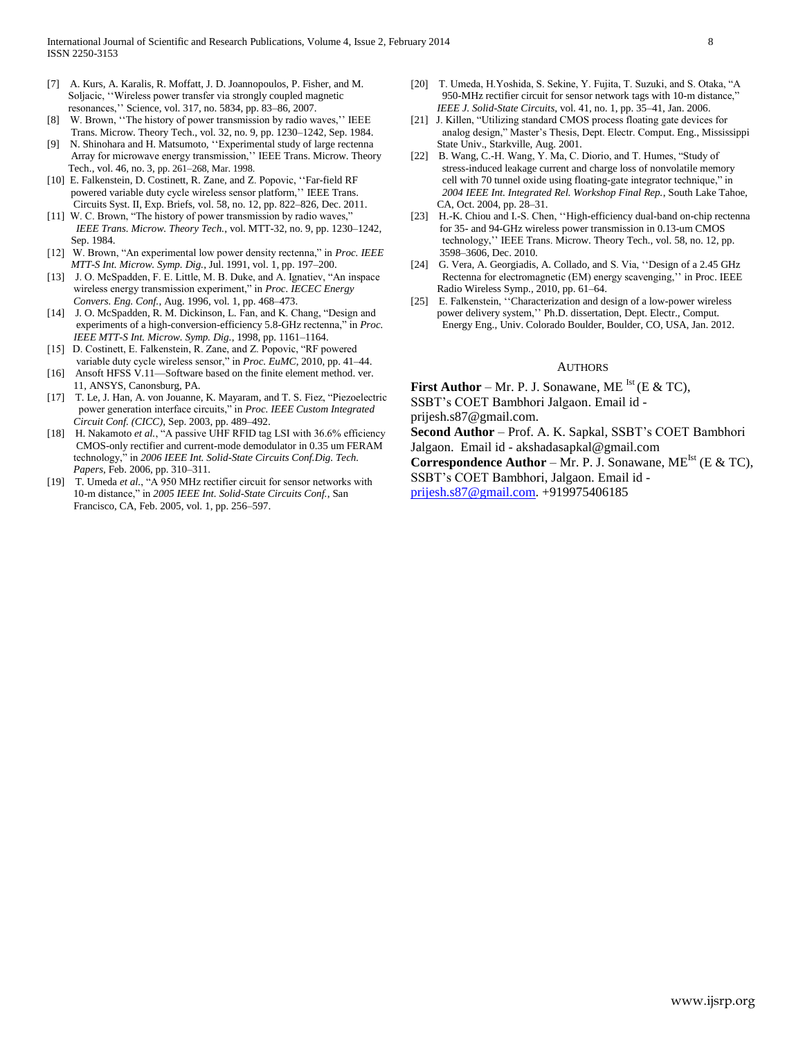[7] A. Kurs, A. Karalis, R. Moffatt, J. D. Joannopoulos, P. Fisher, and M. Soljacic, ''Wireless power transfer via strongly coupled magnetic resonances,'' Science, vol. 317, no. 5834, pp. 83–86, 2007.

[8] W. Brown, ''The history of power transmission by radio waves,'' IEEE Trans. Microw. Theory Tech., vol. 32, no. 9, pp. 1230–1242, Sep. 1984.

[9] N. Shinohara and H. Matsumoto, ''Experimental study of large rectenna Array for microwave energy transmission,'' IEEE Trans. Microw. Theory Tech., vol. 46, no. 3, pp. 261–268, Mar. 1998.

[10] E. Falkenstein, D. Costinett, R. Zane, and Z. Popovic, ''Far-field RF powered variable duty cycle wireless sensor platform,'' IEEE Trans. Circuits Syst. II, Exp. Briefs, vol. 58, no. 12, pp. 822–826, Dec. 2011.

[11] W. C. Brown, "The history of power transmission by radio waves," *IEEE Trans. Microw. Theory Tech.*, vol. MTT-32, no. 9, pp. 1230–1242, Sep. 1984.

[12] W. Brown, "An experimental low power density rectenna," in *Proc. IEEE MTT-S Int. Microw. Symp. Dig.*, Jul. 1991, vol. 1, pp. 197–200.

[13] J. O. McSpadden, F. E. Little, M. B. Duke, and A. Ignatiev, "An inspace wireless energy transmission experiment," in *Proc. IECEC Energy Convers. Eng. Conf.*, Aug. 1996, vol. 1, pp. 468–473.

[14] J. O. McSpadden, R. M. Dickinson, L. Fan, and K. Chang, "Design and experiments of a high-conversion-efficiency 5.8-GHz rectenna," in *Proc. IEEE MTT-S Int. Microw. Symp. Dig.*, 1998, pp. 1161–1164.

[15] D. Costinett, E. Falkenstein, R. Zane, and Z. Popovic, "RF powered variable duty cycle wireless sensor," in *Proc. EuMC*, 2010, pp. 41–44.

[16] Ansoft HFSS V.11—Software based on the finite element method. ver. 11, ANSYS, Canonsburg, PA.

[17] T. Le, J. Han, A. von Jouanne, K. Mayaram, and T. S. Fiez, "Piezoelectric power generation interface circuits," in *Proc. IEEE Custom Integrated Circuit Conf. (CICC)*, Sep. 2003, pp. 489–492.

[18] H. Nakamoto *et al.*, "A passive UHF RFID tag LSI with 36.6% efficiency CMOS-only rectifier and current-mode demodulator in 0.35 um FERAM technology," in *2006 IEEE Int. Solid-State Circuits Conf.Dig. Tech. Papers*, Feb. 2006, pp. 310–311.

[19] T. Umeda *et al.*, "A 950 MHz rectifier circuit for sensor networks with 10-m distance," in *2005 IEEE Int. Solid-State Circuits Conf.*, San Francisco, CA, Feb. 2005, vol. 1, pp. 256–597.

[20] T. Umeda, H.Yoshida, S. Sekine, Y. Fujita, T. Suzuki, and S. Otaka, "A 950-MHz rectifier circuit for sensor network tags with 10-m distance," *IEEE J. Solid-State Circuits*, vol. 41, no. 1, pp. 35–41, Jan. 2006.

[21] J. Killen, "Utilizing standard CMOS process floating gate devices for analog design," Master's Thesis, Dept. Electr. Comput. Eng., Mississippi State Univ., Starkville, Aug. 2001.

[22] B. Wang, C.-H. Wang, Y. Ma, C. Diorio, and T. Humes, "Study of stress-induced leakage current and charge loss of nonvolatile memory cell with 70 tunnel oxide using floating-gate integrator technique," in *2004 IEEE Int. Integrated Rel. Workshop Final Rep.*, South Lake Tahoe, CA, Oct. 2004, pp. 28–31.

[23] H.-K. Chiou and I.-S. Chen, ''High-efficiency dual-band on-chip rectenna for 35- and 94-GHz wireless power transmission in 0.13-um CMOS technology,'' IEEE Trans. Microw. Theory Tech., vol. 58, no. 12, pp. 3598–3606, Dec. 2010.

[24] G. Vera, A. Georgiadis, A. Collado, and S. Via, ''Design of a 2.45 GHz Rectenna for electromagnetic (EM) energy scavenging,'' in Proc. IEEE Radio Wireless Symp., 2010, pp. 61–64.

[25] E. Falkenstein, ''Characterization and design of a low-power wireless power delivery system,'' Ph.D. dissertation, Dept. Electr., Comput. Energy Eng., Univ. Colorado Boulder, Boulder, CO, USA, Jan. 2012.

## AUTHORS

**First Author** – Mr. P. J. Sonawane, ME [Ist] (E & TC), SSBT's COET Bambhori Jalgaon. Email id - prijesh.s87@gmail.com.

**Second Author** – Prof. A. K. Sapkal, SSBT's COET Bambhori Jalgaon. Email id - akshadasapkal@gmail.com

**Correspondence Author** – Mr. P. J. Sonawane, ME[Ist] (E & TC), SSBT's COET Bambhori, Jalgaon. Email id - prijesh.s87@gmail.com. +919975406185